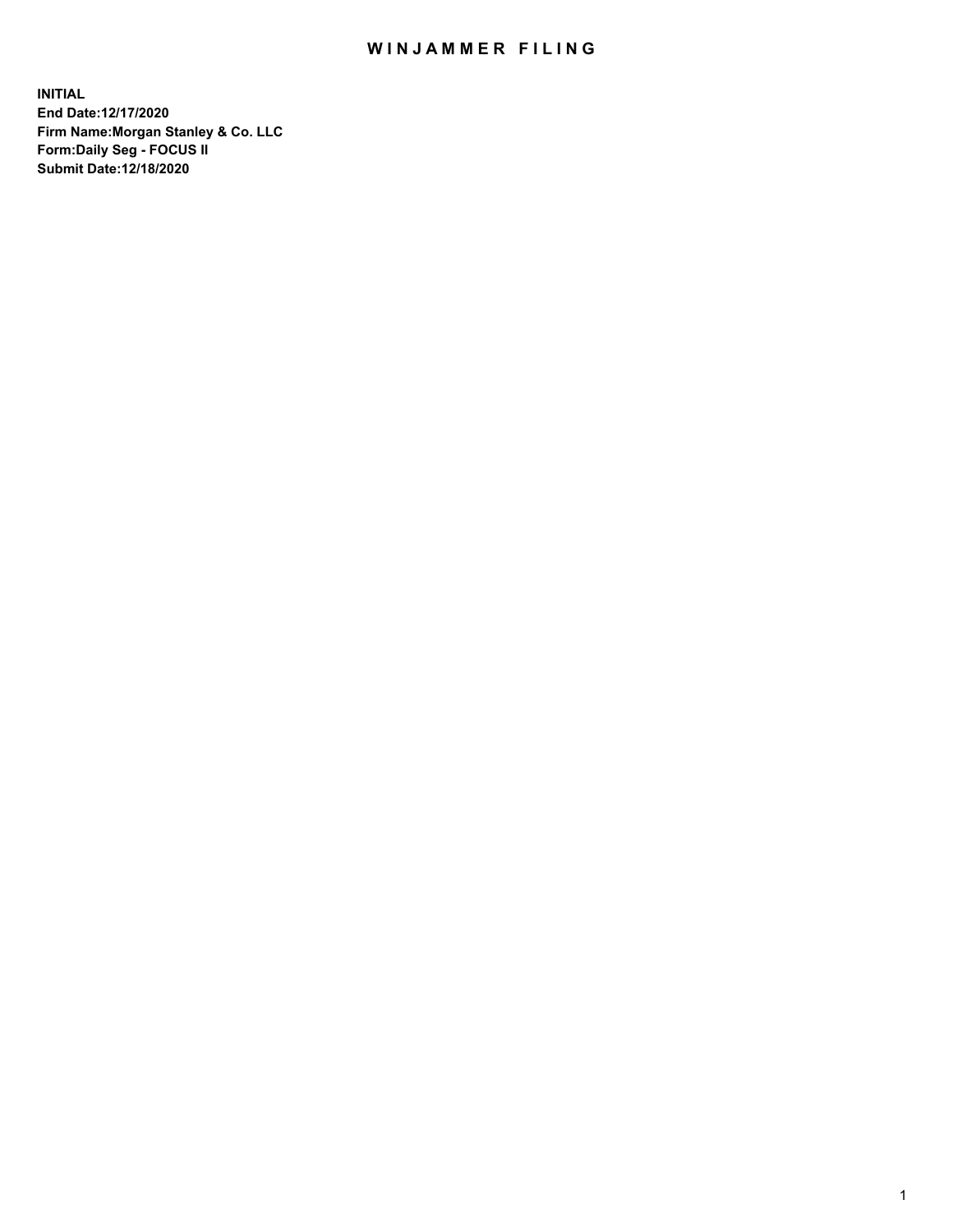# WINJAMMER FILING

**INITIAL**
**End Date:12/17/2020**
**Firm Name:Morgan Stanley & Co. LLC**
**Form:Daily Seg - FOCUS II**
**Submit Date:12/18/2020**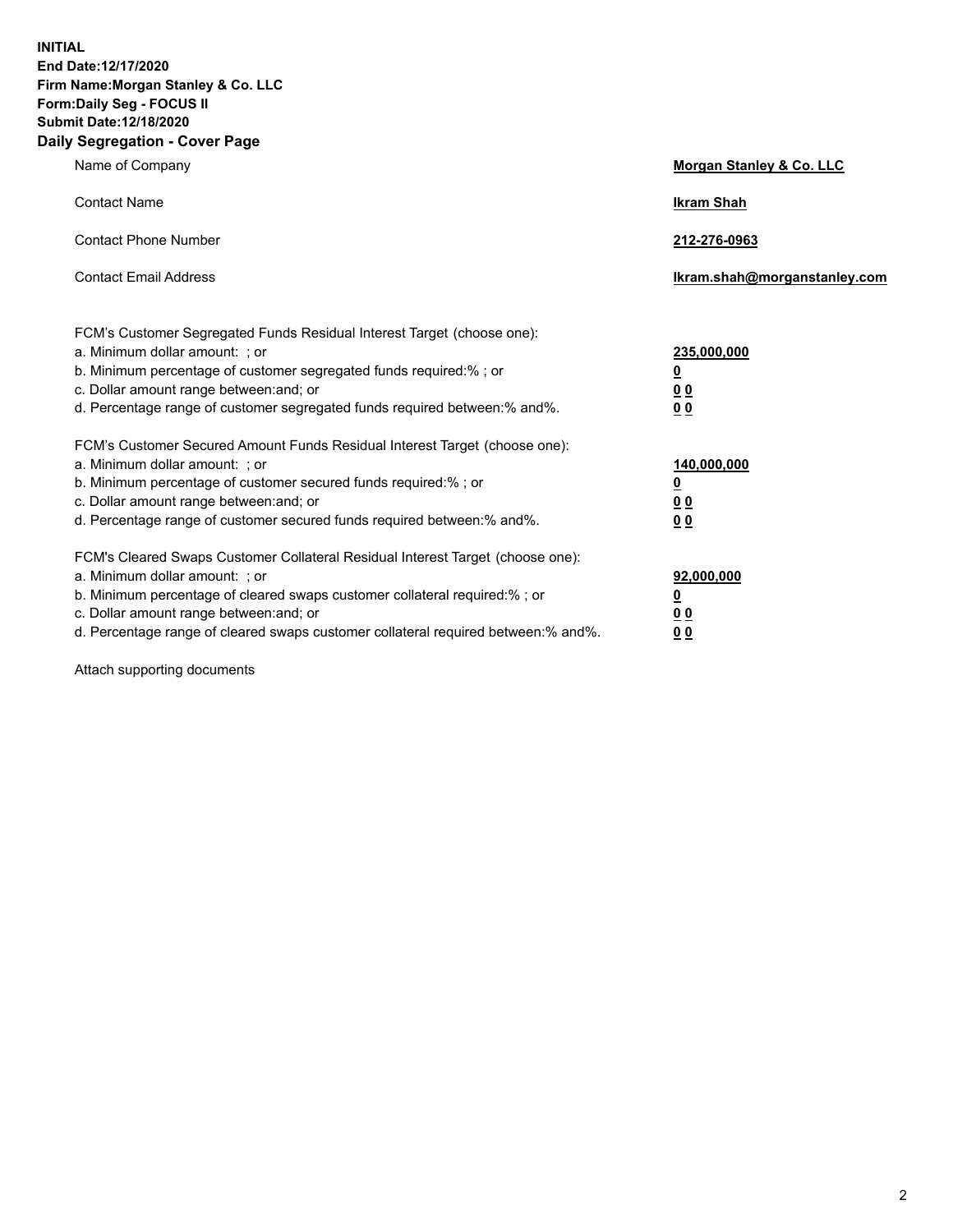**INITIAL**
**End Date:12/17/2020**
**Firm Name:Morgan Stanley & Co. LLC**
**Form:Daily Seg - FOCUS II**
**Submit Date:12/18/2020**
**Daily Segregation - Cover Page**

| | |
|---|---|
| Name of Company | **Morgan Stanley & Co. LLC** |
| Contact Name | **Ikram Shah** |
| Contact Phone Number | **212-276-0963** |
| Contact Email Address | **Ikram.shah@morganstanley.com** |

| | |
|---|---|
| FCM's Customer Segregated Funds Residual Interest Target (choose one): | |
| a. Minimum dollar amount: ; or | **235,000,000** |
| b. Minimum percentage of customer segregated funds required:% ; or | **0** |
| c. Dollar amount range between:and; or | **0 0** |
| d. Percentage range of customer segregated funds required between:% and%. | **0 0** |
| FCM's Customer Secured Amount Funds Residual Interest Target (choose one): | |
| a. Minimum dollar amount: ; or | **140,000,000** |
| b. Minimum percentage of customer secured funds required:% ; or | **0** |
| c. Dollar amount range between:and; or | **0 0** |
| d. Percentage range of customer secured funds required between:% and%. | **0 0** |
| FCM's Cleared Swaps Customer Collateral Residual Interest Target (choose one): | |
| a. Minimum dollar amount: ; or | **92,000,000** |
| b. Minimum percentage of cleared swaps customer collateral required:% ; or | **0** |
| c. Dollar amount range between:and; or | **0 0** |
| d. Percentage range of cleared swaps customer collateral required between:% and%. | **0 0** |

Attach supporting documents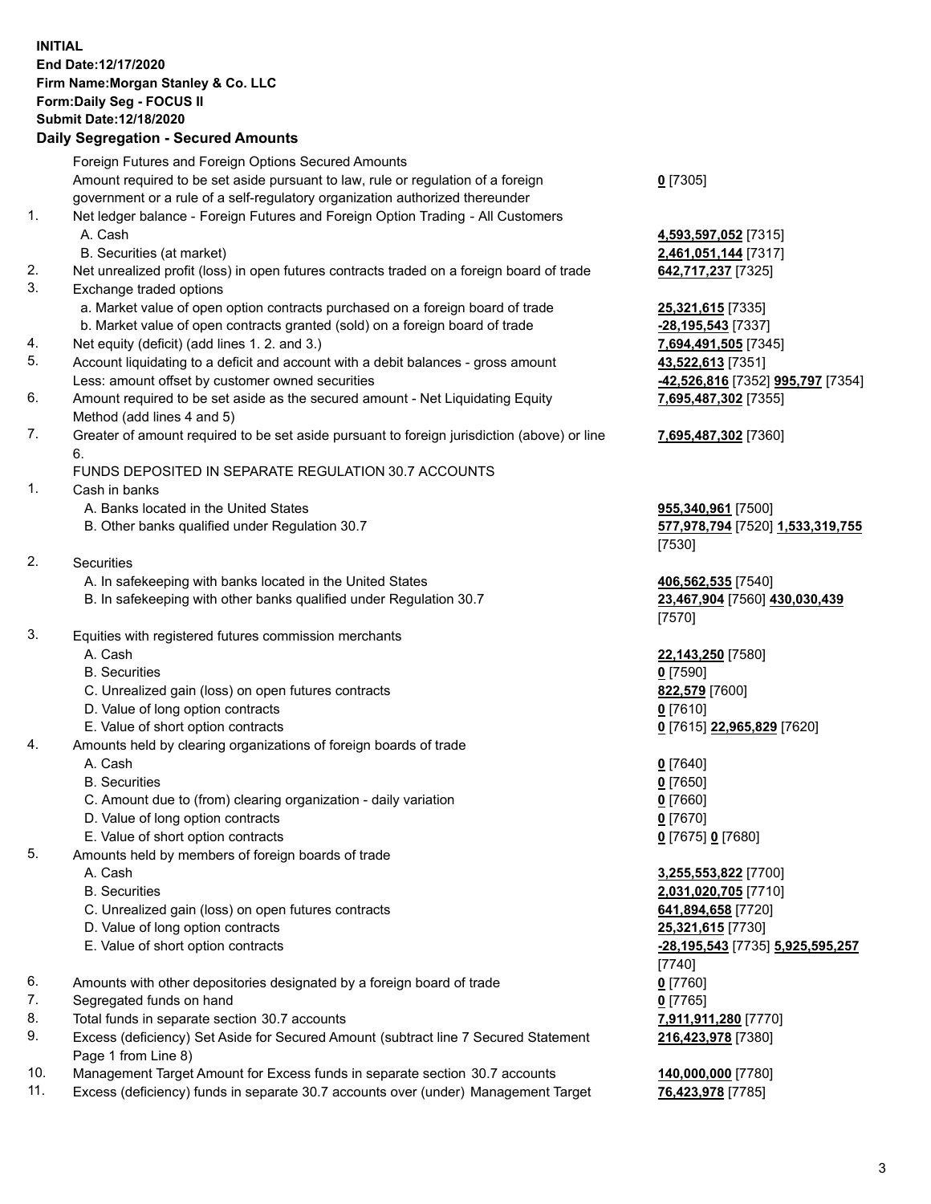**INITIAL**
**End Date:12/17/2020**
**Firm Name:Morgan Stanley & Co. LLC**
**Form:Daily Seg - FOCUS II**
**Submit Date:12/18/2020**

**Daily Segregation - Secured Amounts**

| | | |
|---|---|---|
| | Foreign Futures and Foreign Options Secured Amounts | |
| | Amount required to be set aside pursuant to law, rule or regulation of a foreign government or a rule of a self-regulatory organization authorized thereunder | **0** [7305] |
| 1. | Net ledger balance - Foreign Futures and Foreign Option Trading - All Customers | |
| | A. Cash | **4,593,597,052** [7315] |
| | B. Securities (at market) | **2,461,051,144** [7317] |
| 2. | Net unrealized profit (loss) in open futures contracts traded on a foreign board of trade | **642,717,237** [7325] |
| 3. | Exchange traded options | |
| | a. Market value of open option contracts purchased on a foreign board of trade | **25,321,615** [7335] |
| | b. Market value of open contracts granted (sold) on a foreign board of trade | **-28,195,543** [7337] |
| 4. | Net equity (deficit) (add lines 1. 2. and 3.) | **7,694,491,505** [7345] |
| 5. | Account liquidating to a deficit and account with a debit balances - gross amount | **43,522,613** [7351] |
| | Less: amount offset by customer owned securities | **-42,526,816** [7352] **995,797** [7354] |
| 6. | Amount required to be set aside as the secured amount - Net Liquidating Equity Method (add lines 4 and 5) | **7,695,487,302** [7355] |
| 7. | Greater of amount required to be set aside pursuant to foreign jurisdiction (above) or line 6. | **7,695,487,302** [7360] |
| | FUNDS DEPOSITED IN SEPARATE REGULATION 30.7 ACCOUNTS | |
| 1. | Cash in banks | |
| | A. Banks located in the United States | **955,340,961** [7500] |
| | B. Other banks qualified under Regulation 30.7 | **577,978,794** [7520] **1,533,319,755** [7530] |
| 2. | Securities | |
| | A. In safekeeping with banks located in the United States | **406,562,535** [7540] |
| | B. In safekeeping with other banks qualified under Regulation 30.7 | **23,467,904** [7560] **430,030,439** [7570] |
| 3. | Equities with registered futures commission merchants | |
| | A. Cash | **22,143,250** [7580] |
| | B. Securities | **0** [7590] |
| | C. Unrealized gain (loss) on open futures contracts | **822,579** [7600] |
| | D. Value of long option contracts | **0** [7610] |
| | E. Value of short option contracts | **0** [7615] **22,965,829** [7620] |
| 4. | Amounts held by clearing organizations of foreign boards of trade | |
| | A. Cash | **0** [7640] |
| | B. Securities | **0** [7650] |
| | C. Amount due to (from) clearing organization - daily variation | **0** [7660] |
| | D. Value of long option contracts | **0** [7670] |
| | E. Value of short option contracts | **0** [7675] **0** [7680] |
| 5. | Amounts held by members of foreign boards of trade | |
| | A. Cash | **3,255,553,822** [7700] |
| | B. Securities | **2,031,020,705** [7710] |
| | C. Unrealized gain (loss) on open futures contracts | **641,894,658** [7720] |
| | D. Value of long option contracts | **25,321,615** [7730] |
| | E. Value of short option contracts | **-28,195,543** [7735] **5,925,595,257** [7740] |
| 6. | Amounts with other depositories designated by a foreign board of trade | **0** [7760] |
| 7. | Segregated funds on hand | **0** [7765] |
| 8. | Total funds in separate section 30.7 accounts | **7,911,911,280** [7770] |
| 9. | Excess (deficiency) Set Aside for Secured Amount (subtract line 7 Secured Statement Page 1 from Line 8) | **216,423,978** [7380] |
| 10. | Management Target Amount for Excess funds in separate section 30.7 accounts | **140,000,000** [7780] |
| 11. | Excess (deficiency) funds in separate 30.7 accounts over (under) Management Target | **76,423,978** [7785] |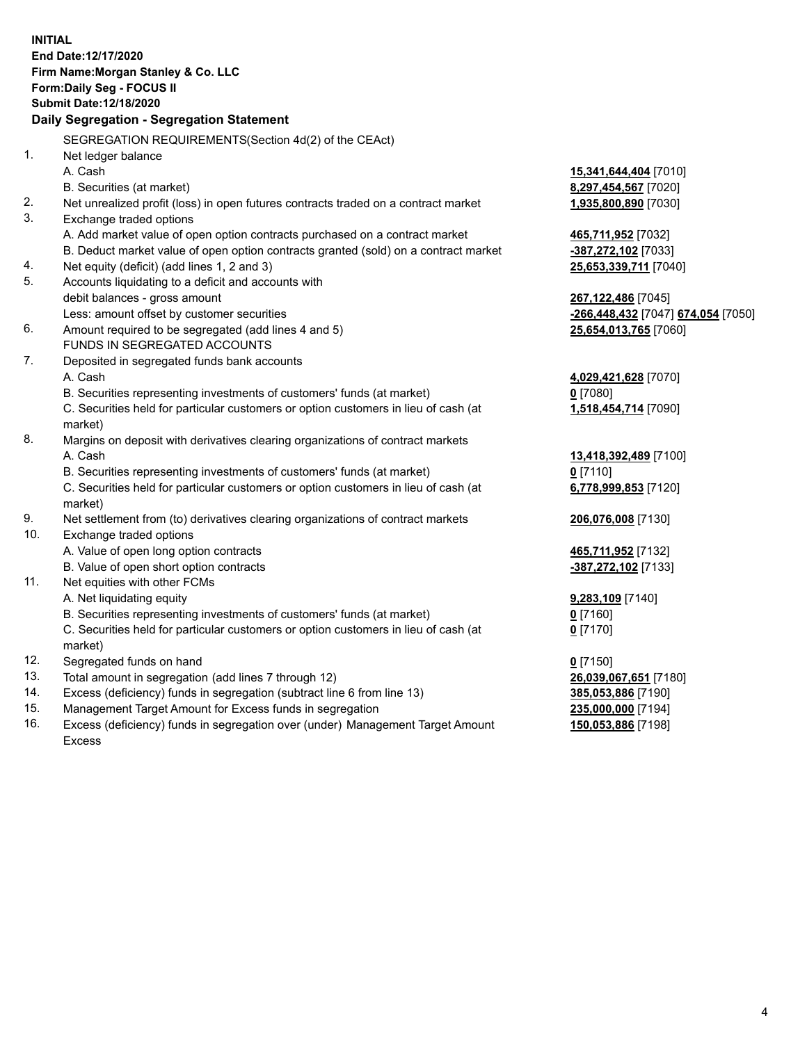**INITIAL**
**End Date:12/17/2020**
**Firm Name:Morgan Stanley & Co. LLC**
**Form:Daily Seg - FOCUS II**
**Submit Date:12/18/2020**

**Daily Segregation - Segregation Statement**

| | | |
|---|---|---|
| | SEGREGATION REQUIREMENTS(Section 4d(2) of the CEAct) | |
| 1. | Net ledger balance | |
| | A. Cash | **15,341,644,404** [7010] |
| | B. Securities (at market) | **8,297,454,567** [7020] |
| 2. | Net unrealized profit (loss) in open futures contracts traded on a contract market | **1,935,800,890** [7030] |
| 3. | Exchange traded options | |
| | A. Add market value of open option contracts purchased on a contract market | **465,711,952** [7032] |
| | B. Deduct market value of open option contracts granted (sold) on a contract market | **-387,272,102** [7033] |
| 4. | Net equity (deficit) (add lines 1, 2 and 3) | **25,653,339,711** [7040] |
| 5. | Accounts liquidating to a deficit and accounts with | |
| | debit balances - gross amount | **267,122,486** [7045] |
| | Less: amount offset by customer securities | **-266,448,432** [7047] **674,054** [7050] |
| 6. | Amount required to be segregated (add lines 4 and 5) | **25,654,013,765** [7060] |
| | FUNDS IN SEGREGATED ACCOUNTS | |
| 7. | Deposited in segregated funds bank accounts | |
| | A. Cash | **4,029,421,628** [7070] |
| | B. Securities representing investments of customers' funds (at market) | **0** [7080] |
| | C. Securities held for particular customers or option customers in lieu of cash (at market) | **1,518,454,714** [7090] |
| 8. | Margins on deposit with derivatives clearing organizations of contract markets | |
| | A. Cash | **13,418,392,489** [7100] |
| | B. Securities representing investments of customers' funds (at market) | **0** [7110] |
| | C. Securities held for particular customers or option customers in lieu of cash (at market) | **6,778,999,853** [7120] |
| 9. | Net settlement from (to) derivatives clearing organizations of contract markets | **206,076,008** [7130] |
| 10. | Exchange traded options | |
| | A. Value of open long option contracts | **465,711,952** [7132] |
| | B. Value of open short option contracts | **-387,272,102** [7133] |
| 11. | Net equities with other FCMs | |
| | A. Net liquidating equity | **9,283,109** [7140] |
| | B. Securities representing investments of customers' funds (at market) | **0** [7160] |
| | C. Securities held for particular customers or option customers in lieu of cash (at market) | **0** [7170] |
| 12. | Segregated funds on hand | **0** [7150] |
| 13. | Total amount in segregation (add lines 7 through 12) | **26,039,067,651** [7180] |
| 14. | Excess (deficiency) funds in segregation (subtract line 6 from line 13) | **385,053,886** [7190] |
| 15. | Management Target Amount for Excess funds in segregation | **235,000,000** [7194] |
| 16. | Excess (deficiency) funds in segregation over (under) Management Target Amount Excess | **150,053,886** [7198] |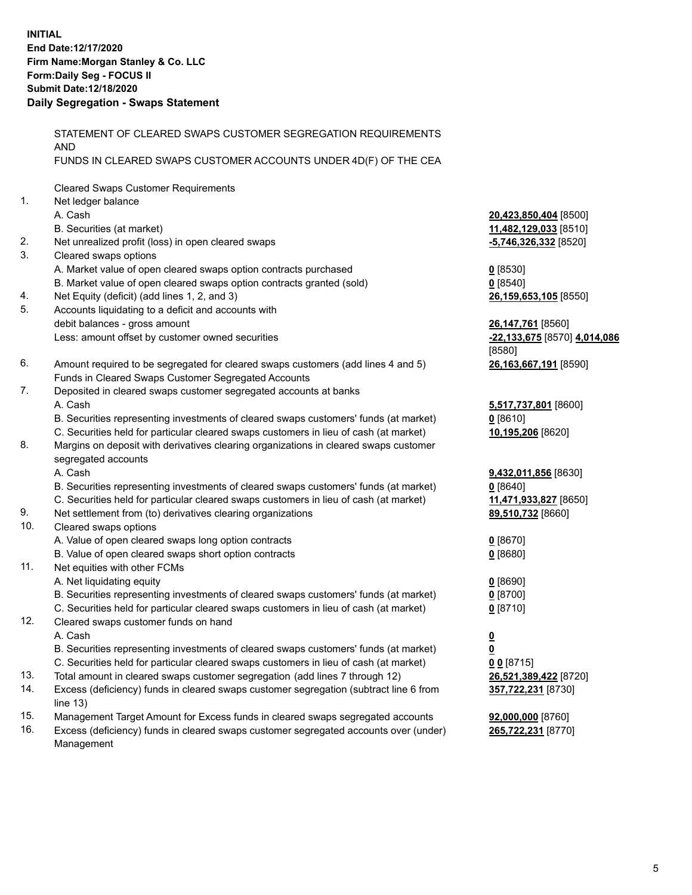**INITIAL**
**End Date:12/17/2020**
**Firm Name:Morgan Stanley & Co. LLC**
**Form:Daily Seg - FOCUS II**
**Submit Date:12/18/2020**
**Daily Segregation - Swaps Statement**

STATEMENT OF CLEARED SWAPS CUSTOMER SEGREGATION REQUIREMENTS AND FUNDS IN CLEARED SWAPS CUSTOMER ACCOUNTS UNDER 4D(F) OF THE CEA

| | | |
|---|---|---|
| | Cleared Swaps Customer Requirements | |
| 1. | Net ledger balance | |
| | A. Cash | **20,423,850,404** [8500] |
| | B. Securities (at market) | **11,482,129,033** [8510] |
| 2. | Net unrealized profit (loss) in open cleared swaps | **-5,746,326,332** [8520] |
| 3. | Cleared swaps options | |
| | A. Market value of open cleared swaps option contracts purchased | **0** [8530] |
| | B. Market value of open cleared swaps option contracts granted (sold) | **0** [8540] |
| 4. | Net Equity (deficit) (add lines 1, 2, and 3) | **26,159,653,105** [8550] |
| 5. | Accounts liquidating to a deficit and accounts with debit balances - gross amount | **26,147,761** [8560] |
| | Less: amount offset by customer owned securities | **-22,133,675** [8570] **4,014,086** [8580] |
| 6. | Amount required to be segregated for cleared swaps customers (add lines 4 and 5) | **26,163,667,191** [8590] |
| | Funds in Cleared Swaps Customer Segregated Accounts | |
| 7. | Deposited in cleared swaps customer segregated accounts at banks | |
| | A. Cash | **5,517,737,801** [8600] |
| | B. Securities representing investments of cleared swaps customers' funds (at market) | **0** [8610] |
| | C. Securities held for particular cleared swaps customers in lieu of cash (at market) | **10,195,206** [8620] |
| 8. | Margins on deposit with derivatives clearing organizations in cleared swaps customer segregated accounts | |
| | A. Cash | **9,432,011,856** [8630] |
| | B. Securities representing investments of cleared swaps customers' funds (at market) | **0** [8640] |
| | C. Securities held for particular cleared swaps customers in lieu of cash (at market) | **11,471,933,827** [8650] |
| 9. | Net settlement from (to) derivatives clearing organizations | **89,510,732** [8660] |
| 10. | Cleared swaps options | |
| | A. Value of open cleared swaps long option contracts | **0** [8670] |
| | B. Value of open cleared swaps short option contracts | **0** [8680] |
| 11. | Net equities with other FCMs | |
| | A. Net liquidating equity | **0** [8690] |
| | B. Securities representing investments of cleared swaps customers' funds (at market) | **0** [8700] |
| | C. Securities held for particular cleared swaps customers in lieu of cash (at market) | **0** [8710] |
| 12. | Cleared swaps customer funds on hand | |
| | A. Cash | **0** |
| | B. Securities representing investments of cleared swaps customers' funds (at market) | **0** |
| | C. Securities held for particular cleared swaps customers in lieu of cash (at market) | **0** **0** [8715] |
| 13. | Total amount in cleared swaps customer segregation (add lines 7 through 12) | **26,521,389,422** [8720] |
| 14. | Excess (deficiency) funds in cleared swaps customer segregation (subtract line 6 from line 13) | **357,722,231** [8730] |
| 15. | Management Target Amount for Excess funds in cleared swaps segregated accounts | **92,000,000** [8760] |
| 16. | Excess (deficiency) funds in cleared swaps customer segregated accounts over (under) Management | **265,722,231** [8770] |